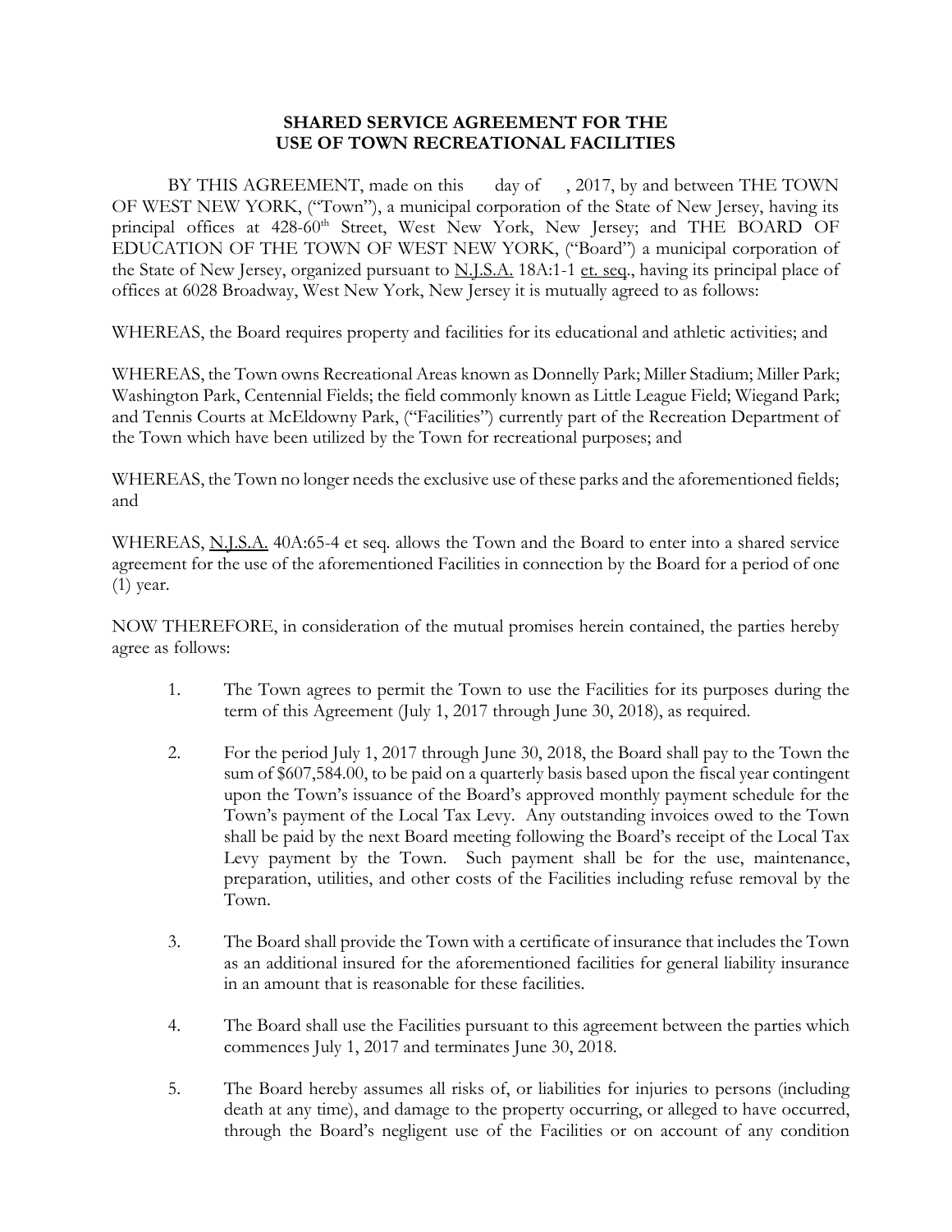# SHARED SERVICE AGREEMENT FOR THE USE OF TOWN RECREATIONAL FACILITIES

BY THIS AGREEMENT, made on this day of , 2017, by and between THE TOWN OF WEST NEW YORK, ("Town"), a municipal corporation of the State of New Jersey, having its principal offices at 428-60th Street, West New York, New Jersey; and THE BOARD OF EDUCATION OF THE TOWN OF WEST NEW YORK, ("Board") a municipal corporation of the State of New Jersey, organized pursuant to N.J.S.A. 18A:1-1 et. seq., having its principal place of offices at 6028 Broadway, West New York, New Jersey it is mutually agreed to as follows:

WHEREAS, the Board requires property and facilities for its educational and athletic activities; and

WHEREAS, the Town owns Recreational Areas known as Donnelly Park; Miller Stadium; Miller Park; Washington Park, Centennial Fields; the field commonly known as Little League Field; Wiegand Park; and Tennis Courts at McEldowny Park, ("Facilities") currently part of the Recreation Department of the Town which have been utilized by the Town for recreational purposes; and

WHEREAS, the Town no longer needs the exclusive use of these parks and the aforementioned fields; and

WHEREAS, N.J.S.A. 40A:65-4 et seq. allows the Town and the Board to enter into a shared service agreement for the use of the aforementioned Facilities in connection by the Board for a period of one (1) year.

NOW THEREFORE, in consideration of the mutual promises herein contained, the parties hereby agree as follows:

1. The Town agrees to permit the Town to use the Facilities for its purposes during the term of this Agreement (July 1, 2017 through June 30, 2018), as required.

2. For the period July 1, 2017 through June 30, 2018, the Board shall pay to the Town the sum of $607,584.00, to be paid on a quarterly basis based upon the fiscal year contingent upon the Town's issuance of the Board's approved monthly payment schedule for the Town's payment of the Local Tax Levy. Any outstanding invoices owed to the Town shall be paid by the next Board meeting following the Board's receipt of the Local Tax Levy payment by the Town. Such payment shall be for the use, maintenance, preparation, utilities, and other costs of the Facilities including refuse removal by the Town.

3. The Board shall provide the Town with a certificate of insurance that includes the Town as an additional insured for the aforementioned facilities for general liability insurance in an amount that is reasonable for these facilities.

4. The Board shall use the Facilities pursuant to this agreement between the parties which commences July 1, 2017 and terminates June 30, 2018.

5. The Board hereby assumes all risks of, or liabilities for injuries to persons (including death at any time), and damage to the property occurring, or alleged to have occurred, through the Board's negligent use of the Facilities or on account of any condition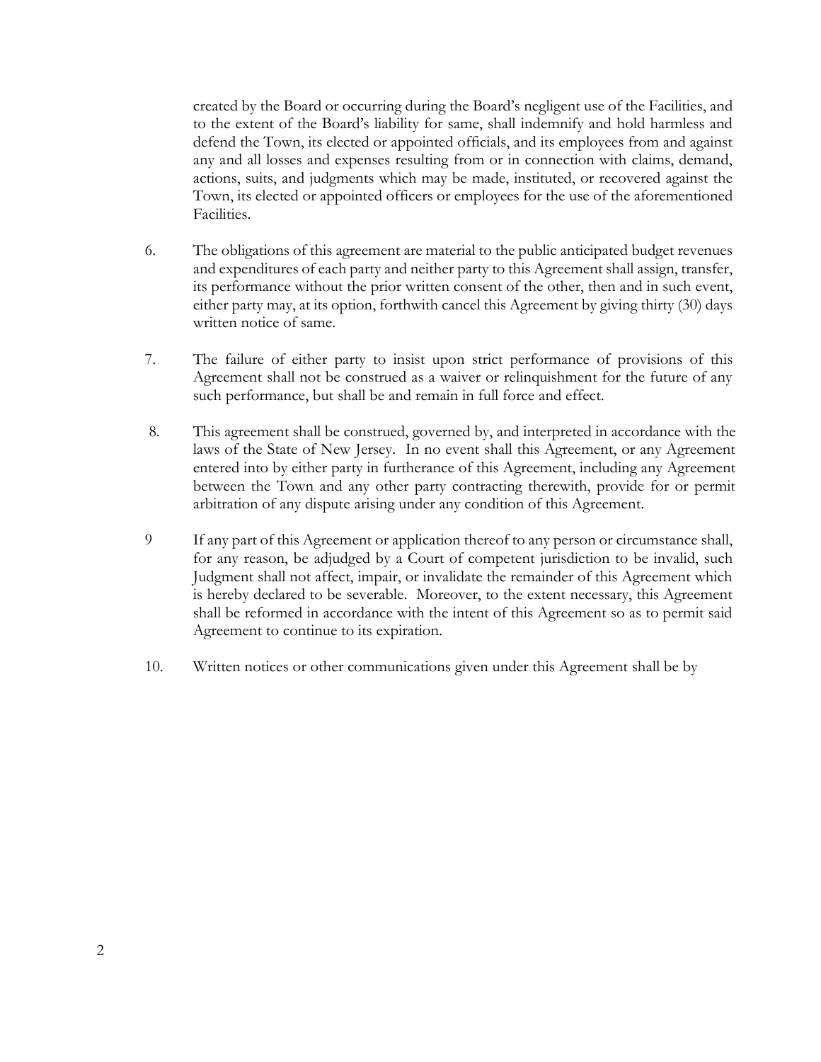created by the Board or occurring during the Board's negligent use of the Facilities, and to the extent of the Board's liability for same, shall indemnify and hold harmless and defend the Town, its elected or appointed officials, and its employees from and against any and all losses and expenses resulting from or in connection with claims, demand, actions, suits, and judgments which may be made, instituted, or recovered against the Town, its elected or appointed officers or employees for the use of the aforementioned Facilities.

6. The obligations of this agreement are material to the public anticipated budget revenues and expenditures of each party and neither party to this Agreement shall assign, transfer, its performance without the prior written consent of the other, then and in such event, either party may, at its option, forthwith cancel this Agreement by giving thirty (30) days written notice of same.

7. The failure of either party to insist upon strict performance of provisions of this Agreement shall not be construed as a waiver or relinquishment for the future of any such performance, but shall be and remain in full force and effect.

8. This agreement shall be construed, governed by, and interpreted in accordance with the laws of the State of New Jersey. In no event shall this Agreement, or any Agreement entered into by either party in furtherance of this Agreement, including any Agreement between the Town and any other party contracting therewith, provide for or permit arbitration of any dispute arising under any condition of this Agreement.

9 If any part of this Agreement or application thereof to any person or circumstance shall, for any reason, be adjudged by a Court of competent jurisdiction to be invalid, such Judgment shall not affect, impair, or invalidate the remainder of this Agreement which is hereby declared to be severable. Moreover, to the extent necessary, this Agreement shall be reformed in accordance with the intent of this Agreement so as to permit said Agreement to continue to its expiration.

10. Written notices or other communications given under this Agreement shall be by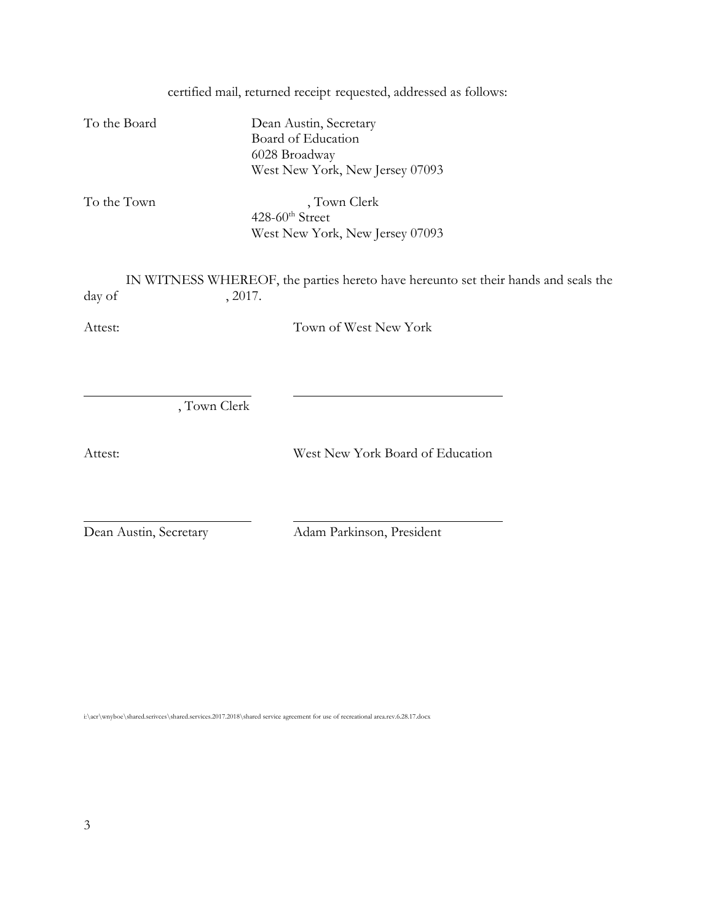certified mail, returned receipt requested, addressed as follows:

To the Board

Dean Austin, Secretary
Board of Education
6028 Broadway
West New York, New Jersey 07093

To the Town

, Town Clerk
428-60th Street
West New York, New Jersey 07093

IN WITNESS WHEREOF, the parties hereto have hereunto set their hands and seals the day of , 2017.

| | |
|---|---|
| Attest: | Town of West New York |
| \_\_\_\_\_\_\_\_\_\_\_\_\_\_\_\_\_\_\_\_ | \_\_\_\_\_\_\_\_\_\_\_\_\_\_\_\_\_\_\_\_\_\_\_\_\_\_ |
| , Town Clerk | |
| Attest: | West New York Board of Education |
| \_\_\_\_\_\_\_\_\_\_\_\_\_\_\_\_\_\_\_\_ | \_\_\_\_\_\_\_\_\_\_\_\_\_\_\_\_\_\_\_\_\_\_\_\_\_\_ |
| Dean Austin, Secretary | Adam Parkinson, President |

i:\acr\wnyboe\shared.serivces\shared.services.2017.2018\shared service agreement for use of recreational area.rev.6.28.17.docx